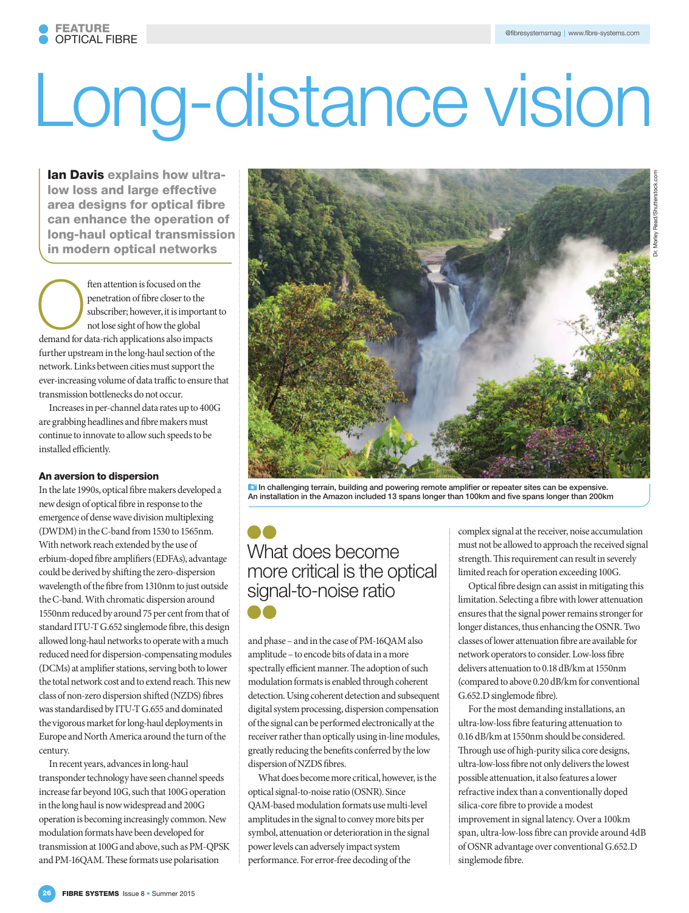# Long-distance vision

**Ian Davis explains how ultra-low loss and large effective area designs for optical fibre can enhance the operation of long-haul optical transmission in modern optical networks**

Often attention is focused on the penetration of fibre closer to the subscriber; however, it is important to not lose sight of how the global demand for data-rich applications also impacts further upstream in the long-haul section of the network. Links between cities must support the ever-increasing volume of data traffic to ensure that transmission bottlenecks do not occur.

Increases in per-channel data rates up to 400G are grabbing headlines and fibre makers must continue to innovate to allow such speeds to be installed efficiently.

### An aversion to dispersion

In the late 1990s, optical fibre makers developed a new design of optical fibre in response to the emergence of dense wave division multiplexing (DWDM) in the C-band from 1530 to 1565nm. With network reach extended by the use of erbium-doped fibre amplifiers (EDFAs), advantage could be derived by shifting the zero-dispersion wavelength of the fibre from 1310nm to just outside the C-band. With chromatic dispersion around 1550nm reduced by around 75 per cent from that of standard ITU-T G.652 singlemode fibre, this design allowed long-haul networks to operate with a much reduced need for dispersion-compensating modules (DCMs) at amplifier stations, serving both to lower the total network cost and to extend reach. This new class of non-zero dispersion shifted (NZDS) fibres was standardised by ITU-T G.655 and dominated the vigorous market for long-haul deployments in Europe and North America around the turn of the century.

In recent years, advances in long-haul transponder technology have seen channel speeds increase far beyond 10G, such that 100G operation in the long haul is now widespread and 200G operation is becoming increasingly common. New modulation formats have been developed for transmission at 100G and above, such as PM-QPSK and PM-16QAM. These formats use polarisation and phase – and in the case of PM-16QAM also amplitude – to encode bits of data in a more spectrally efficient manner. The adoption of such modulation formats is enabled through coherent detection. Using coherent detection and subsequent digital system processing, dispersion compensation of the signal can be performed electronically at the receiver rather than optically using in-line modules, greatly reducing the benefits conferred by the low dispersion of NZDS fibres.

In challenging terrain, building and powering remote amplifier or repeater sites can be expensive. An installation in the Amazon included 13 spans longer than 100km and five spans longer than 200km

> What does become more critical is the optical signal-to-noise ratio

What does become more critical, however, is the optical signal-to-noise ratio (OSNR). Since QAM-based modulation formats use multi-level amplitudes in the signal to convey more bits per symbol, attenuation or deterioration in the signal power levels can adversely impact system performance. For error-free decoding of the complex signal at the receiver, noise accumulation must not be allowed to approach the received signal strength. This requirement can result in severely limited reach for operation exceeding 100G.

Optical fibre design can assist in mitigating this limitation. Selecting a fibre with lower attenuation ensures that the signal power remains stronger for longer distances, thus enhancing the OSNR. Two classes of lower attenuation fibre are available for network operators to consider. Low-loss fibre delivers attenuation to 0.18 dB/km at 1550nm (compared to above 0.20 dB/km for conventional G.652.D singlemode fibre).

For the most demanding installations, an ultra-low-loss fibre featuring attenuation to 0.16 dB/km at 1550nm should be considered. Through use of high-purity silica core designs, ultra-low-loss fibre not only delivers the lowest possible attenuation, it also features a lower refractive index than a conventionally doped silica-core fibre to provide a modest improvement in signal latency. Over a 100km span, ultra-low-loss fibre can provide around 4dB of OSNR advantage over conventional G.652.D singlemode fibre.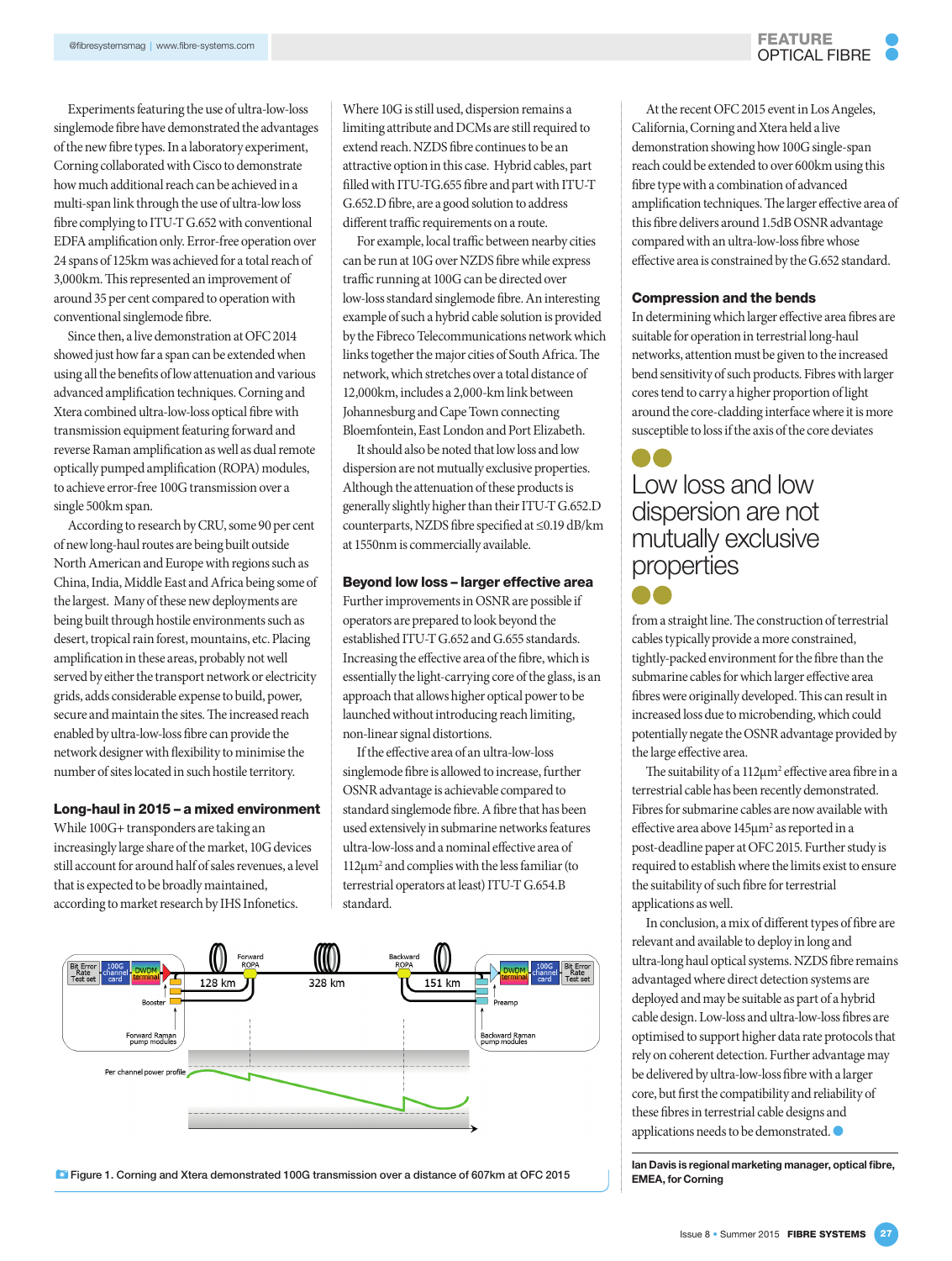Experiments featuring the use of ultra-low-loss singlemode fibre have demonstrated the advantages of the new fibre types. In a laboratory experiment, Corning collaborated with Cisco to demonstrate how much additional reach can be achieved in a multi-span link through the use of ultra-low loss fibre complying to ITU-T G.652 with conventional EDFA amplification only. Error-free operation over 24 spans of 125km was achieved for a total reach of 3,000km. This represented an improvement of around 35 per cent compared to operation with conventional singlemode fibre.

Since then, a live demonstration at OFC 2014 showed just how far a span can be extended when using all the benefits of low attenuation and various advanced amplification techniques. Corning and Xtera combined ultra-low-loss optical fibre with transmission equipment featuring forward and reverse Raman amplification as well as dual remote optically pumped amplification (ROPA) modules, to achieve error-free 100G transmission over a single 500km span.

According to research by CRU, some 90 per cent of new long-haul routes are being built outside North American and Europe with regions such as China, India, Middle East and Africa being some of the largest. Many of these new deployments are being built through hostile environments such as desert, tropical rain forest, mountains, etc. Placing amplification in these areas, probably not well served by either the transport network or electricity grids, adds considerable expense to build, power, secure and maintain the sites. The increased reach enabled by ultra-low-loss fibre can provide the network designer with flexibility to minimise the number of sites located in such hostile territory.

## Long-haul in 2015 – a mixed environment

While 100G+ transponders are taking an increasingly large share of the market, 10G devices still account for around half of sales revenues, a level that is expected to be broadly maintained, according to market research by IHS Infonetics.

Where 10G is still used, dispersion remains a limiting attribute and DCMs are still required to extend reach. NZDS fibre continues to be an attractive option in this case. Hybrid cables, part filled with ITU-TG.655 fibre and part with ITU-T G.652.D fibre, are a good solution to address different traffic requirements on a route.

For example, local traffic between nearby cities can be run at 10G over NZDS fibre while express traffic running at 100G can be directed over low-loss standard singlemode fibre. An interesting example of such a hybrid cable solution is provided by the Fibreco Telecommunications network which links together the major cities of South Africa. The network, which stretches over a total distance of 12,000km, includes a 2,000-km link between Johannesburg and Cape Town connecting Bloemfontein, East London and Port Elizabeth.

It should also be noted that low loss and low dispersion are not mutually exclusive properties. Although the attenuation of these products is generally slightly higher than their ITU-T G.652.D counterparts, NZDS fibre specified at ≤0.19 dB/km at 1550nm is commercially available.

## Beyond low loss – larger effective area

Further improvements in OSNR are possible if operators are prepared to look beyond the established ITU-T G.652 and G.655 standards. Increasing the effective area of the fibre, which is essentially the light-carrying core of the glass, is an approach that allows higher optical power to be launched without introducing reach limiting, non-linear signal distortions.

If the effective area of an ultra-low-loss singlemode fibre is allowed to increase, further OSNR advantage is achievable compared to standard singlemode fibre. A fibre that has been used extensively in submarine networks features ultra-low-loss and a nominal effective area of 112µm² and complies with the less familiar (to terrestrial operators at least) ITU-T G.654.B standard.

At the recent OFC 2015 event in Los Angeles, California, Corning and Xtera held a live demonstration showing how 100G single-span reach could be extended to over 600km using this fibre type with a combination of advanced amplification techniques. The larger effective area of this fibre delivers around 1.5dB OSNR advantage compared with an ultra-low-loss fibre whose effective area is constrained by the G.652 standard.

## Compression and the bends

In determining which larger effective area fibres are suitable for operation in terrestrial long-haul networks, attention must be given to the increased bend sensitivity of such products. Fibres with larger cores tend to carry a higher proportion of light around the core-cladding interface where it is more susceptible to loss if the axis of the core deviates from a straight line. The construction of terrestrial cables typically provide a more constrained, tightly-packed environment for the fibre than the submarine cables for which larger effective area fibres were originally developed. This can result in increased loss due to microbending, which could potentially negate the OSNR advantage provided by the large effective area.

> Low loss and low dispersion are not mutually exclusive properties

The suitability of a 112µm² effective area fibre in a terrestrial cable has been recently demonstrated. Fibres for submarine cables are now available with effective area above 145µm² as reported in a post-deadline paper at OFC 2015. Further study is required to establish where the limits exist to ensure the suitability of such fibre for terrestrial applications as well.

In conclusion, a mix of different types of fibre are relevant and available to deploy in long and ultra-long haul optical systems. NZDS fibre remains advantaged where direct detection systems are deployed and may be suitable as part of a hybrid cable design. Low-loss and ultra-low-loss fibres are optimised to support higher data rate protocols that rely on coherent detection. Further advantage may be delivered by ultra-low-loss fibre with a larger core, but first the compatibility and reliability of these fibres in terrestrial cable designs and applications needs to be demonstrated.

Bit Error Rate Test set
100G channel card
DWDM terminal
Booster
Forward Raman pump modules
Forward ROPA
128 km
328 km
Backward ROPA
151 km
DWDM terminal
100G channel card
Bit Error Rate Test set
Preamp
Backward Raman pump modules
Per channel power profile

Figure 1. Corning and Xtera demonstrated 100G transmission over a distance of 607km at OFC 2015

**Ian Davis is regional marketing manager, optical fibre, EMEA, for Corning**